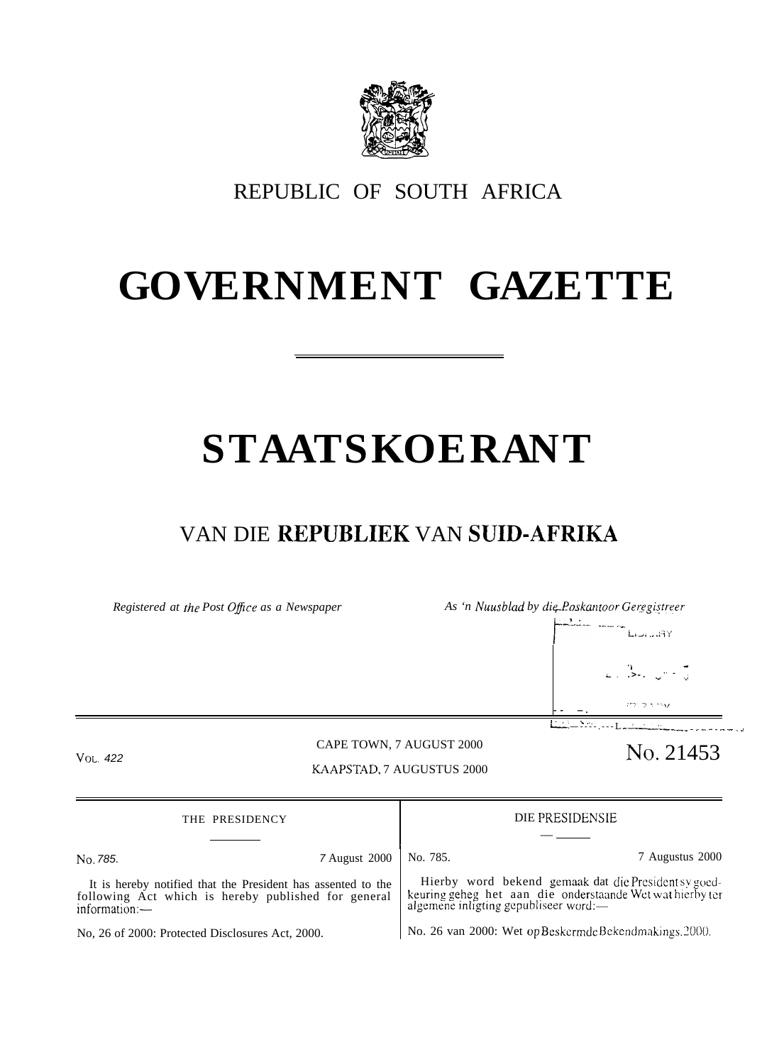REPUBLIC OF SOUTH AFRICA

# GOVERNMENT GAZETTE

# STAATSKOERANT

## VAN DIE REPUBLIEK VAN SUID-AFRIKA

*Registered at the Post Office as a Newspaper* *As 'n Nuusblad by die Poskantoor Geregistreer*

VOL. 422 CAPE TOWN, 7 AUGUST 2000 KAAPSTAD, 7 AUGUSTUS 2000 No. 21453

THE PRESIDENCY

No. 785. 7 August 2000

It is hereby notified that the President has assented to the following Act which is hereby published for general information:—

No, 26 of 2000: Protected Disclosures Act, 2000.

DIE PRESIDENSIE

No. 785. 7 Augustus 2000

Hierby word bekend gemaak dat die President sy goedkeuring geheg het aan die onderstaande Wet wat hierby ter algemene inligting gepubliseer word:—

No. 26 van 2000: Wet op Beskermde Bekendmakings, 2000.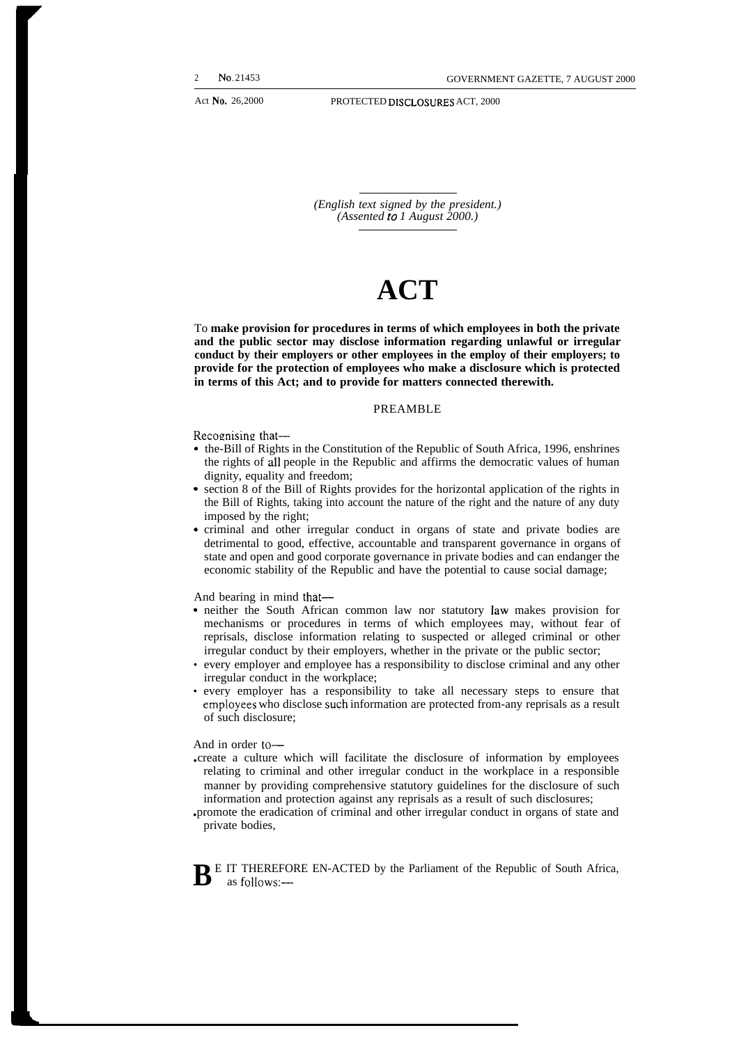(English text signed by the president.)
(Assented to 1 August 2000.)

# ACT

**To make provision for procedures in terms of which employees in both the private and the public sector may disclose information regarding unlawful or irregular conduct by their employers or other employees in the employ of their employers; to provide for the protection of employees who make a disclosure which is protected in terms of this Act; and to provide for matters connected therewith.**

## PREAMBLE

Recognising that—

- the-Bill of Rights in the Constitution of the Republic of South Africa, 1996, enshrines the rights of all people in the Republic and affirms the democratic values of human dignity, equality and freedom;
- section 8 of the Bill of Rights provides for the horizontal application of the rights in the Bill of Rights, taking into account the nature of the right and the nature of any duty imposed by the right;
- criminal and other irregular conduct in organs of state and private bodies are detrimental to good, effective, accountable and transparent governance in organs of state and open and good corporate governance in private bodies and can endanger the economic stability of the Republic and have the potential to cause social damage;

And bearing in mind that—

- neither the South African common law nor statutory law makes provision for mechanisms or procedures in terms of which employees may, without fear of reprisals, disclose information relating to suspected or alleged criminal or other irregular conduct by their employers, whether in the private or the public sector;
- every employer and employee has a responsibility to disclose criminal and any other irregular conduct in the workplace;
- every employer has a responsibility to take all necessary steps to ensure that employees who disclose such information are protected from-any reprisals as a result of such disclosure;

And in order to—

- create a culture which will facilitate the disclosure of information by employees relating to criminal and other irregular conduct in the workplace in a responsible manner by providing comprehensive statutory guidelines for the disclosure of such information and protection against any reprisals as a result of such disclosures;
- promote the eradication of criminal and other irregular conduct in organs of state and private bodies,

BE IT THEREFORE EN-ACTED by the Parliament of the Republic of South Africa, as follows:—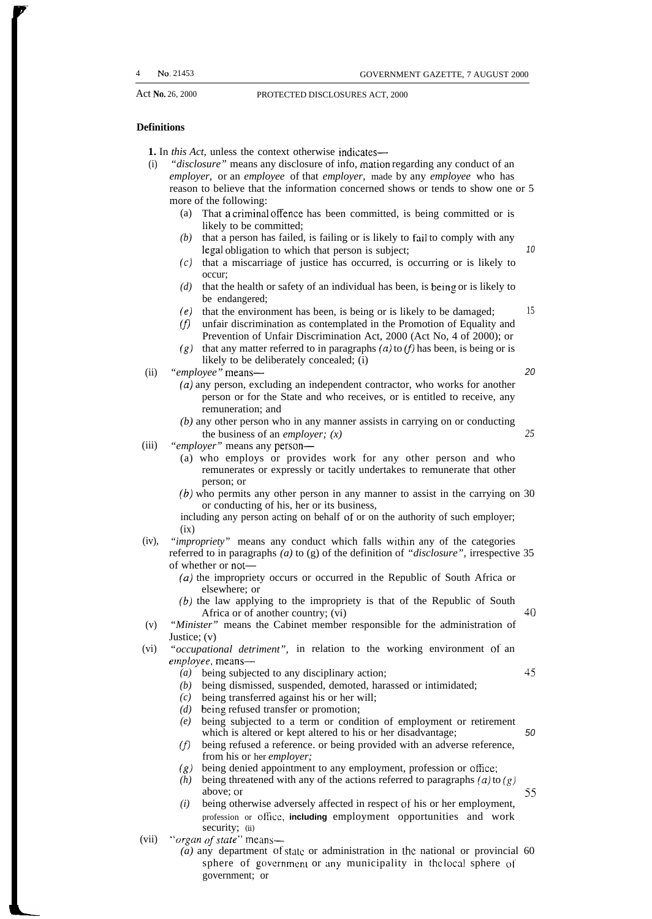Act No. 26, 2000 PROTECTED DISCLOSURES ACT, 2000

## Definitions

**1.** In *this Act,* unless the context otherwise indicates—

(i) *"disclosure"* means any disclosure of info, mation regarding any conduct of an *employer,* or an *employee* of that *employer,* made by any *employee* who has reason to believe that the information concerned shows or tends to show one or more of the following:

- (a) That a criminal offence has been committed, is being committed or is likely to be committed;
- *(b)* that a person has failed, is failing or is likely to fail to comply with any legal obligation to which that person is subject;
- *(c)* that a miscarriage of justice has occurred, is occurring or is likely to occur;
- *(d)* that the health or safety of an individual has been, is being or is likely to be endangered;
- *(e)* that the environment has been, is being or is likely to be damaged;
- *(f)* unfair discrimination as contemplated in the Promotion of Equality and Prevention of Unfair Discrimination Act, 2000 (Act No, 4 of 2000); or
- *(g)* that any matter referred to in paragraphs *(a)* to *(f)* has been, is being or is likely to be deliberately concealed; (i)

(ii) *"employee"* means—

- *(a)* any person, excluding an independent contractor, who works for another person or for the State and who receives, or is entitled to receive, any remuneration; and
- *(b)* any other person who in any manner assists in carrying on or conducting the business of an *employer; (x)*

(iii) *"employer"* means any person—

- (a) who employs or provides work for any other person and who remunerates or expressly or tacitly undertakes to remunerate that other person; or
- *(b)* who permits any other person in any manner to assist in the carrying on or conducting of his, her or its business,

including any person acting on behalf of or on the authority of such employer; (ix)

(iv), *"impropriety"* means any conduct which falls within any of the categories referred to in paragraphs *(a)* to (g) of the definition of *"disclosure",* irrespective of whether or not—

- *(a)* the impropriety occurs or occurred in the Republic of South Africa or elsewhere; or
- *(b)* the law applying to the impropriety is that of the Republic of South Africa or of another country; (vi)

(v) *"Minister"* means the Cabinet member responsible for the administration of Justice; (v)

(vi) *"occupational detriment",* in relation to the working environment of an *employee*, means—

- *(a)* being subjected to any disciplinary action;
- *(b)* being dismissed, suspended, demoted, harassed or intimidated;
- *(c)* being transferred against his or her will;
- *(d)* being refused transfer or promotion;
- *(e)* being subjected to a term or condition of employment or retirement which is altered or kept altered to his or her disadvantage;
- *(f)* being refused a reference. or being provided with an adverse reference, from his or her *employer;*
- *(g)* being denied appointment to any employment, profession or office;
- *(h)* being threatened with any of the actions referred to paragraphs *(a)* to *(g)* above; or
- *(i)* being otherwise adversely affected in respect of his or her employment, profession or office, including employment opportunities and work security; (ii)

(vii) *"organ of state"* means—

- *(a)* any department of state or administration in the national or provincial sphere of government or any municipality in the local sphere of government; or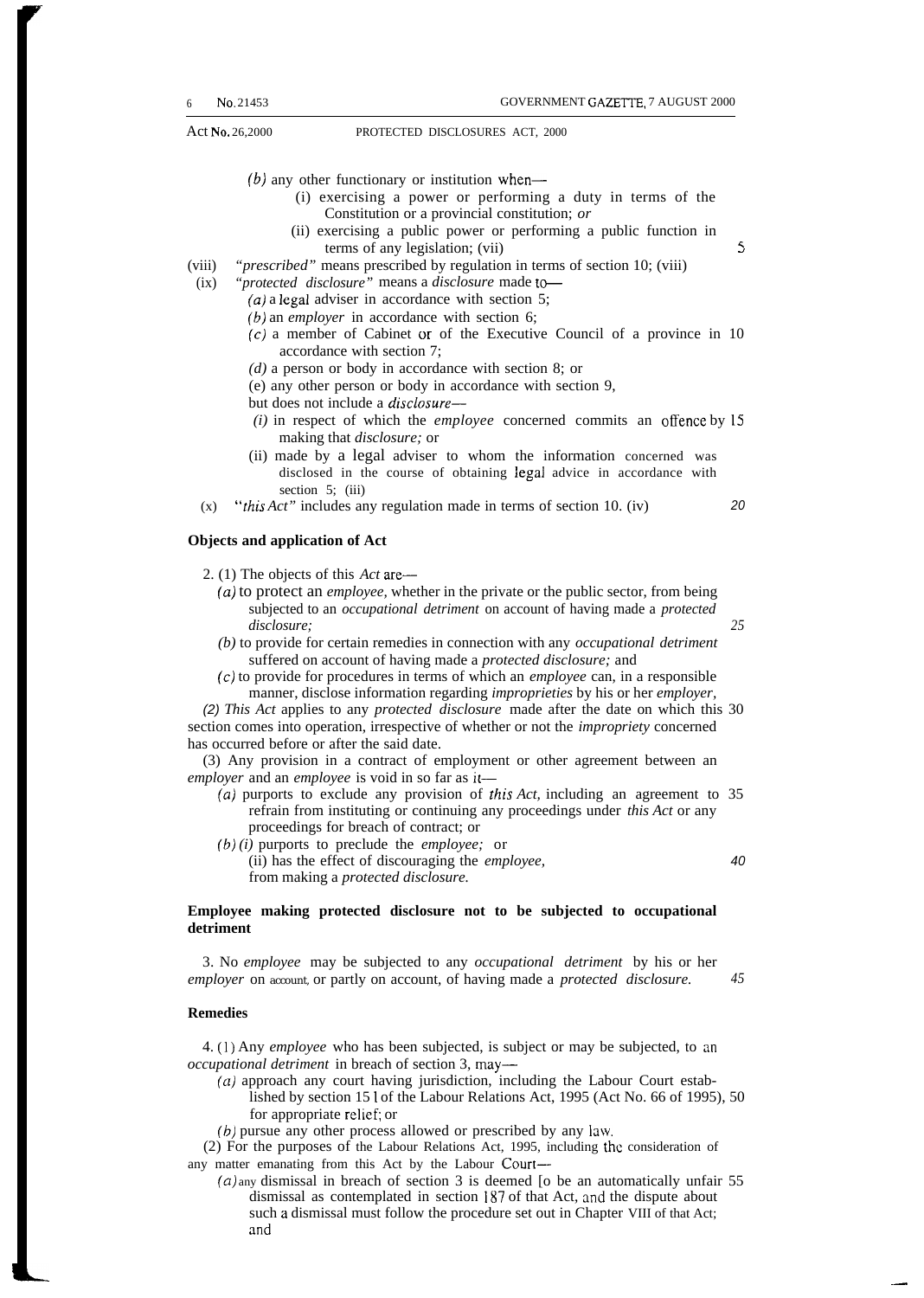(*b*) any other functionary or institution when—

(i) exercising a power or performing a duty in terms of the Constitution or a provincial constitution; *or*

(ii) exercising a public power or performing a public function in terms of any legislation; (vii)

(viii) *"prescribed"* means prescribed by regulation in terms of section 10; (viii)

(ix) *"protected disclosure"* means a *disclosure* made to—

(*a*) a legal adviser in accordance with section 5;

(*b*) an *employer* in accordance with section 6;

(*c*) a member of Cabinet or of the Executive Council of a province in accordance with section 7;

(*d*) a person or body in accordance with section 8; or

(e) any other person or body in accordance with section 9,

but does not include a *disclosure*—

(*i*) in respect of which the *employee* concerned commits an offence by making that *disclosure;* or

(ii) made by a legal adviser to whom the information concerned was disclosed in the course of obtaining legal advice in accordance with section 5; (iii)

(x) *"this Act"* includes any regulation made in terms of section 10. (iv)

**Objects and application of Act**

2. (1) The objects of this *Act* are—

(*a*) to protect an *employee,* whether in the private or the public sector, from being subjected to an *occupational detriment* on account of having made a *protected disclosure;*

(*b*) to provide for certain remedies in connection with any *occupational detriment* suffered on account of having made a *protected disclosure;* and

(*c*) to provide for procedures in terms of which an *employee* can, in a responsible manner, disclose information regarding *improprieties* by his or her *employer,*

*(2) This Act* applies to any *protected disclosure* made after the date on which this section comes into operation, irrespective of whether or not the *impropriety* concerned has occurred before or after the said date.

(3) Any provision in a contract of employment or other agreement between an *employer* and an *employee* is void in so far as it—

(*a*) purports to exclude any provision of *this Act,* including an agreement to refrain from instituting or continuing any proceedings under *this Act* or any proceedings for breach of contract; or

(*b*) (*i*) purports to preclude the *employee;* or

(ii) has the effect of discouraging the *employee,*

from making a *protected disclosure.*

**Employee making protected disclosure not to be subjected to occupational detriment**

3. No *employee* may be subjected to any *occupational detriment* by his or her *employer* on account, or partly on account, of having made a *protected disclosure.*

**Remedies**

4. (1) Any *employee* who has been subjected, is subject or may be subjected, to an *occupational detriment* in breach of section 3, may—

(*a*) approach any court having jurisdiction, including the Labour Court established by section 151 of the Labour Relations Act, 1995 (Act No. 66 of 1995), for appropriate relief; or

(*b*) pursue any other process allowed or prescribed by any law.

(2) For the purposes of the Labour Relations Act, 1995, including the consideration of any matter emanating from this Act by the Labour Court—

(*a*) any dismissal in breach of section 3 is deemed [o be an automatically unfair dismissal as contemplated in section 187 of that Act, and the dispute about such a dismissal must follow the procedure set out in Chapter VIII of that Act; and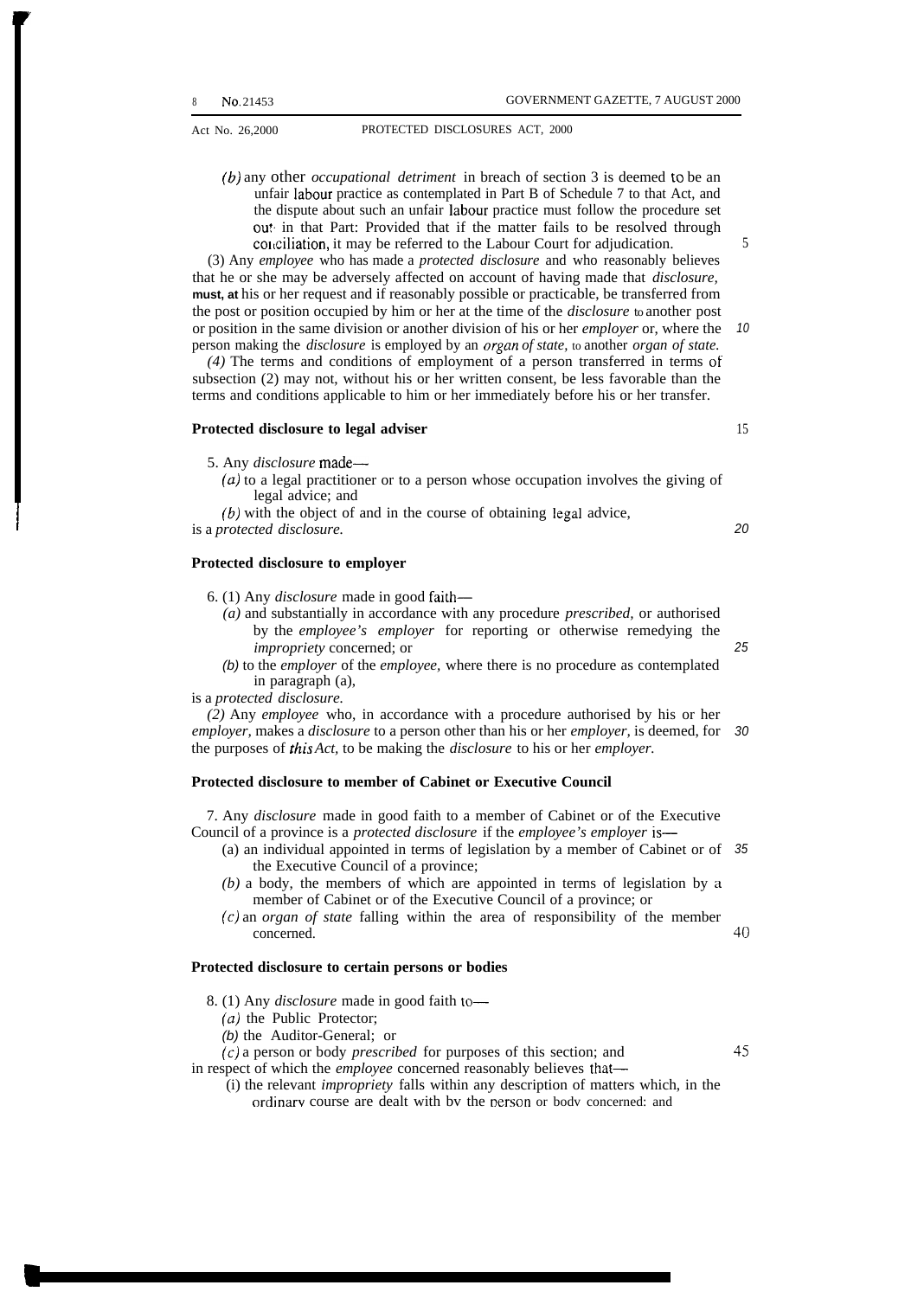(*b*) any other *occupational detriment* in breach of section 3 is deemed to be an unfair labour practice as contemplated in Part B of Schedule 7 to that Act, and the dispute about such an unfair labour practice must follow the procedure set out in that Part: Provided that if the matter fails to be resolved through conciliation, it may be referred to the Labour Court for adjudication.

(3) Any *employee* who has made a *protected disclosure* and who reasonably believes that he or she may be adversely affected on account of having made that *disclosure*, must, at his or her request and if reasonably possible or practicable, be transferred from the post or position occupied by him or her at the time of the *disclosure* to another post or position in the same division or another division of his or her *employer* or, where the person making the *disclosure* is employed by an *organ of state*, to another *organ of state*.

(4) The terms and conditions of employment of a person transferred in terms of subsection (2) may not, without his or her written consent, be less favorable than the terms and conditions applicable to him or her immediately before his or her transfer.

### Protected disclosure to legal adviser

5. Any *disclosure* made—

(*a*) to a legal practitioner or to a person whose occupation involves the giving of legal advice; and

(*b*) with the object of and in the course of obtaining legal advice,

is a *protected disclosure*.

### Protected disclosure to employer

6. (1) Any *disclosure* made in good faith—

(*a*) and substantially in accordance with any procedure *prescribed*, or authorised by the *employee's employer* for reporting or otherwise remedying the *impropriety* concerned; or

(*b*) to the *employer* of the *employee*, where there is no procedure as contemplated in paragraph (a),

is a *protected disclosure*.

(2) Any *employee* who, in accordance with a procedure authorised by his or her *employer*, makes a *disclosure* to a person other than his or her *employer*, is deemed, for the purposes of *this Act*, to be making the *disclosure* to his or her *employer*.

### Protected disclosure to member of Cabinet or Executive Council

7. Any *disclosure* made in good faith to a member of Cabinet or of the Executive Council of a province is a *protected disclosure* if the *employee's employer* is—

(a) an individual appointed in terms of legislation by a member of Cabinet or of the Executive Council of a province;

(*b*) a body, the members of which are appointed in terms of legislation by a member of Cabinet or of the Executive Council of a province; or

(*c*) an *organ of state* falling within the area of responsibility of the member concerned.

### Protected disclosure to certain persons or bodies

8. (1) Any *disclosure* made in good faith to—

(*a*) the Public Protector;

(*b*) the Auditor-General; or

(*c*) a person or body *prescribed* for purposes of this section; and

in respect of which the *employee* concerned reasonably believes that—

(i) the relevant *impropriety* falls within any description of matters which, in the ordinary course are dealt with by the person or body concerned; and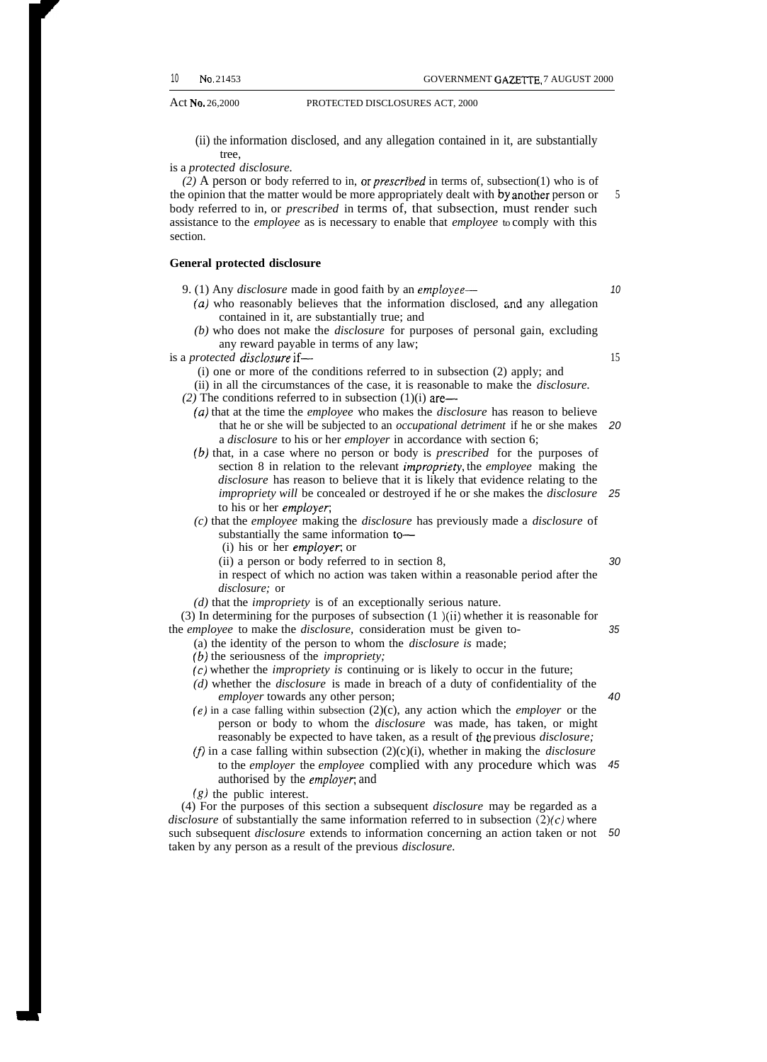(ii) the information disclosed, and any allegation contained in it, are substantially tree,

is a *protected disclosure.*

*(2)* A person or body referred to in, or *prescribed* in terms of, subsection(1) who is of the opinion that the matter would be more appropriately dealt with by another person or body referred to in, or *prescribed* in terms of, that subsection, must render such assistance to the *employee* as is necessary to enable that *employee* to comply with this section.

**General protected disclosure**

9. (1) Any *disclosure* made in good faith by an *employee*—

*(a)* who reasonably believes that the information disclosed, and any allegation contained in it, are substantially true; and

*(b)* who does not make the *disclosure* for purposes of personal gain, excluding any reward payable in terms of any law;

is a *protected disclosure* if—

(i) one or more of the conditions referred to in subsection (2) apply; and

(ii) in all the circumstances of the case, it is reasonable to make the *disclosure.*

*(2)* The conditions referred to in subsection (1)(i) are—

*(a)* that at the time the *employee* who makes the *disclosure* has reason to believe that he or she will be subjected to an *occupational detriment* if he or she makes a *disclosure* to his or her *employer* in accordance with section 6;

*(b)* that, in a case where no person or body is *prescribed* for the purposes of section 8 in relation to the relevant *impropriety*, the *employee* making the *disclosure* has reason to believe that it is likely that evidence relating to the *impropriety will* be concealed or destroyed if he or she makes the *disclosure* to his or her *employer*;

*(c)* that the *employee* making the *disclosure* has previously made a *disclosure* of substantially the same information to—

(i) his or her *employer*; or

(ii) a person or body referred to in section 8,

in respect of which no action was taken within a reasonable period after the *disclosure;* or

*(d)* that the *impropriety* is of an exceptionally serious nature.

(3) In determining for the purposes of subsection (1 )(ii) whether it is reasonable for the *employee* to make the *disclosure,* consideration must be given to-

(a) the identity of the person to whom the *disclosure is* made;

*(b)* the seriousness of the *impropriety;*

*(c)* whether the *impropriety is* continuing or is likely to occur in the future;

*(d)* whether the *disclosure* is made in breach of a duty of confidentiality of the *employer* towards any other person;

*(e)* in a case falling within subsection (2)(c), any action which the *employer* or the person or body to whom the *disclosure* was made, has taken, or might reasonably be expected to have taken, as a result of the previous *disclosure;*

*(f)* in a case falling within subsection (2)(c)(i), whether in making the *disclosure* to the *employer* the *employee* complied with any procedure which was authorised by the *employer*; and

*(g)* the public interest.

(4) For the purposes of this section a subsequent *disclosure* may be regarded as a *disclosure* of substantially the same information referred to in subsection (2)*(c)* where such subsequent *disclosure* extends to information concerning an action taken or not taken by any person as a result of the previous *disclosure.*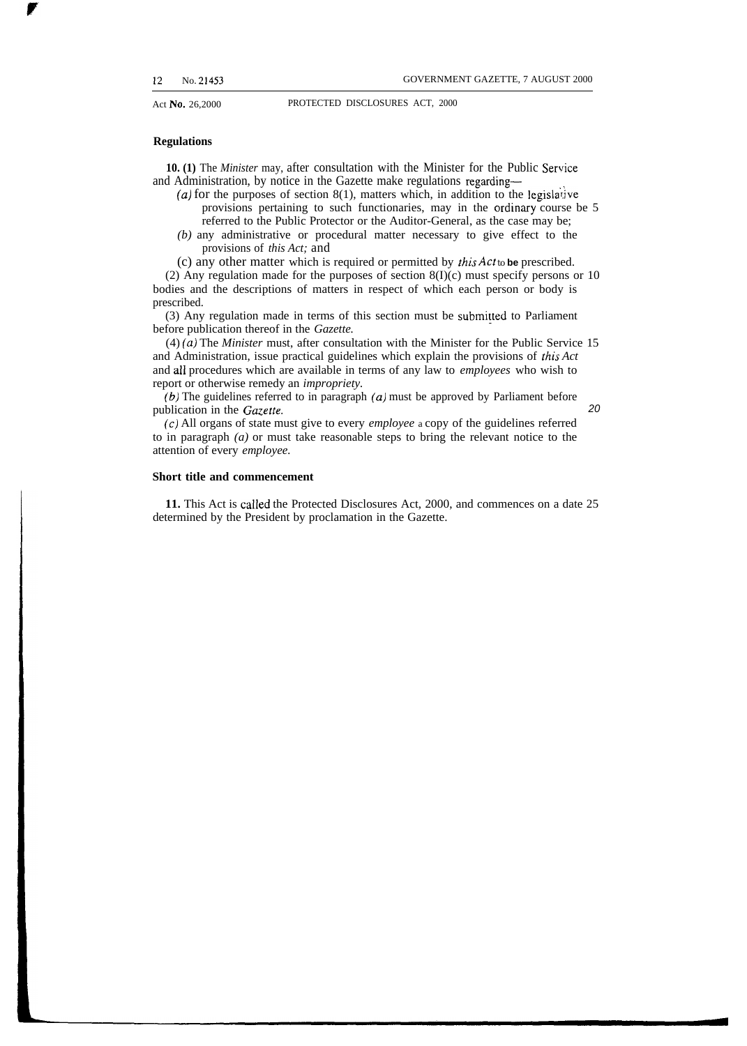**Regulations**

**10. (1)** The *Minister* may, after consultation with the Minister for the Public Service and Administration, by notice in the Gazette make regulations regarding—

*(a)* for the purposes of section 8(1), matters which, in addition to the legislative provisions pertaining to such functionaries, may in the ordinary course be referred to the Public Protector or the Auditor-General, as the case may be;

*(b)* any administrative or procedural matter necessary to give effect to the provisions of *this Act;* and

(c) any other matter which is required or permitted by *this Act* to be prescribed.

(2) Any regulation made for the purposes of section 8(I)(c) must specify persons or bodies and the descriptions of matters in respect of which each person or body is prescribed.

(3) Any regulation made in terms of this section must be submitted to Parliament before publication thereof in the *Gazette.*

(4) *(a)* The *Minister* must, after consultation with the Minister for the Public Service and Administration, issue practical guidelines which explain the provisions of *this Act* and all procedures which are available in terms of any law to *employees* who wish to report or otherwise remedy an *impropriety.*

*(b)* The guidelines referred to in paragraph *(a)* must be approved by Parliament before publication in the *Gazette.*

*(c)* All organs of state must give to every *employee* a copy of the guidelines referred to in paragraph *(a)* or must take reasonable steps to bring the relevant notice to the attention of every *employee.*

**Short title and commencement**

**11.** This Act is called the Protected Disclosures Act, 2000, and commences on a date determined by the President by proclamation in the Gazette.